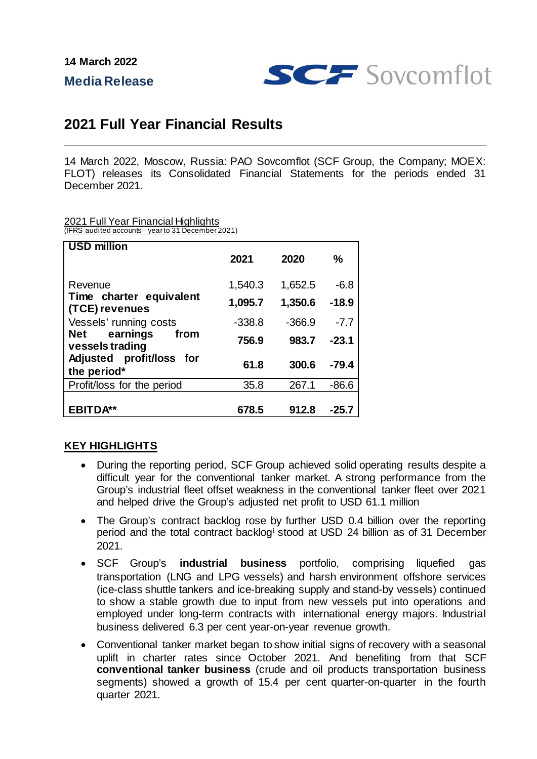14 March 2022

**Media Release**

SCF Sovcomflot

# 2021 Full Year Financial Results

14 March 2022, Moscow, Russia: PAO Sovcomflot (SCF Group, the Company; MOEX: FLOT) releases its Consolidated Financial Statements for the periods ended 31 December 2021.

2021 Full Year Financial Highlights
(IFRS audited accounts– year to 31 December 2021)

| USD million | 2021 | 2020 | % |
|---|---|---|---|
| Revenue | 1,540.3 | 1,652.5 | -6.8 |
| **Time charter equivalent (TCE) revenues** | **1,095.7** | **1,350.6** | **-18.9** |
| Vessels' running costs | -338.8 | -366.9 | -7.7 |
| **Net earnings from vessels trading** | **756.9** | **983.7** | **-23.1** |
| **Adjusted profit/loss for the period*** | **61.8** | **300.6** | **-79.4** |
| Profit/loss for the period | 35.8 | 267.1 | -86.6 |
| **EBITDA**** | **678.5** | **912.8** | **-25.7** |

## KEY HIGHLIGHTS

- During the reporting period, SCF Group achieved solid operating results despite a difficult year for the conventional tanker market. A strong performance from the Group's industrial fleet offset weakness in the conventional tanker fleet over 2021 and helped drive the Group's adjusted net profit to USD 61.1 million
- The Group's contract backlog rose by further USD 0.4 billion over the reporting period and the total contract backlog[i] stood at USD 24 billion as of 31 December 2021.
- SCF Group's **industrial business** portfolio, comprising liquefied gas transportation (LNG and LPG vessels) and harsh environment offshore services (ice-class shuttle tankers and ice-breaking supply and stand-by vessels) continued to show a stable growth due to input from new vessels put into operations and employed under long-term contracts with international energy majors. Industrial business delivered 6.3 per cent year-on-year revenue growth.
- Conventional tanker market began to show initial signs of recovery with a seasonal uplift in charter rates since October 2021. And benefiting from that SCF **conventional tanker business** (crude and oil products transportation business segments) showed a growth of 15.4 per cent quarter-on-quarter in the fourth quarter 2021.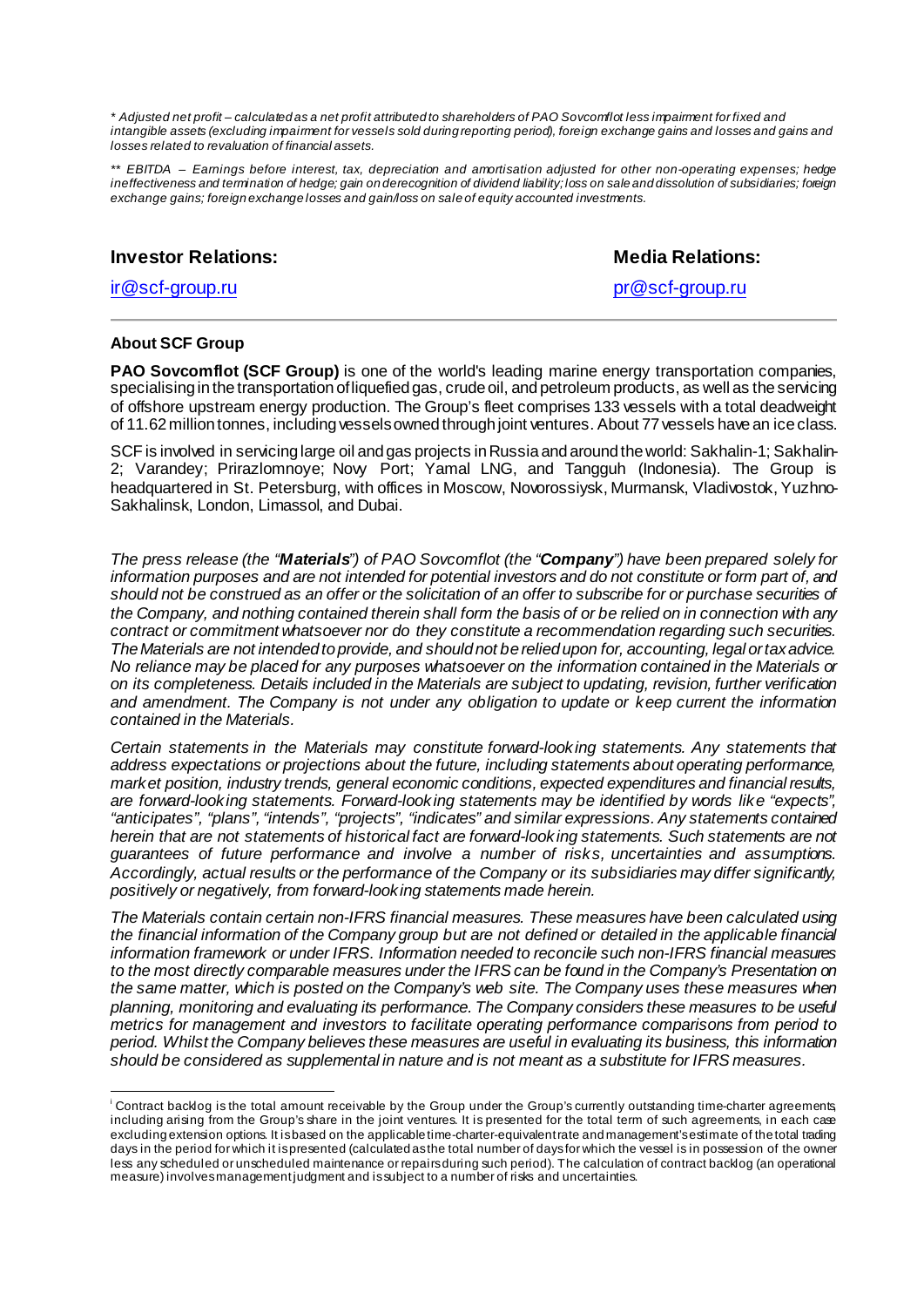*\* Adjusted net profit – calculated as a net profit attributed to shareholders of PAO Sovcomflot less impairment for fixed and intangible assets (excluding impairment for vessels sold during reporting period), foreign exchange gains and losses and gains and losses related to revaluation of financial assets.*

*\*\* EBITDA – Earnings before interest, tax, depreciation and amortisation adjusted for other non-operating expenses; hedge ineffectiveness and termination of hedge; gain on derecognition of dividend liability; loss on sale and dissolution of subsidiaries; foreign exchange gains; foreign exchange losses and gain/loss on sale of equity accounted investments.*

**Investor Relations:**

ir@scf-group.ru

**Media Relations:**

pr@scf-group.ru

---

**About SCF Group**

**PAO Sovcomflot (SCF Group)** is one of the world's leading marine energy transportation companies, specialising in the transportation of liquefied gas, crude oil, and petroleum products, as well as the servicing of offshore upstream energy production. The Group's fleet comprises 133 vessels with a total deadweight of 11.62 million tonnes, including vessels owned through joint ventures. About 77 vessels have an ice class.

SCF is involved in servicing large oil and gas projects in Russia and around the world: Sakhalin-1; Sakhalin-2; Varandey; Prirazlomnoye; Novy Port; Yamal LNG, and Tangguh (Indonesia). The Group is headquartered in St. Petersburg, with offices in Moscow, Novorossiysk, Murmansk, Vladivostok, Yuzhno-Sakhalinsk, London, Limassol, and Dubai.

*The press release (the "**Materials**") of PAO Sovcomflot (the "**Company**") have been prepared solely for information purposes and are not intended for potential investors and do not constitute or form part of, and should not be construed as an offer or the solicitation of an offer to subscribe for or purchase securities of the Company, and nothing contained therein shall form the basis of or be relied on in connection with any contract or commitment whatsoever nor do they constitute a recommendation regarding such securities. The Materials are not intended to provide, and should not be relied upon for, accounting, legal or tax advice. No reliance may be placed for any purposes whatsoever on the information contained in the Materials or on its completeness. Details included in the Materials are subject to updating, revision, further verification and amendment. The Company is not under any obligation to update or keep current the information contained in the Materials.*

*Certain statements in the Materials may constitute forward-looking statements. Any statements that address expectations or projections about the future, including statements about operating performance, market position, industry trends, general economic conditions, expected expenditures and financial results, are forward-looking statements. Forward-looking statements may be identified by words like "expects", "anticipates", "plans", "intends", "projects", "indicates" and similar expressions. Any statements contained herein that are not statements of historical fact are forward-looking statements. Such statements are not guarantees of future performance and involve a number of risks, uncertainties and assumptions. Accordingly, actual results or the performance of the Company or its subsidiaries may differ significantly, positively or negatively, from forward-looking statements made herein.*

*The Materials contain certain non-IFRS financial measures. These measures have been calculated using the financial information of the Company group but are not defined or detailed in the applicable financial information framework or under IFRS. Information needed to reconcile such non-IFRS financial measures to the most directly comparable measures under the IFRS can be found in the Company's Presentation on the same matter, which is posted on the Company's web site. The Company uses these measures when planning, monitoring and evaluating its performance. The Company considers these measures to be useful metrics for management and investors to facilitate operating performance comparisons from period to period. Whilst the Company believes these measures are useful in evaluating its business, this information should be considered as supplemental in nature and is not meant as a substitute for IFRS measures.*

---

[i] Contract backlog is the total amount receivable by the Group under the Group's currently outstanding time-charter agreements, including arising from the Group's share in the joint ventures. It is presented for the total term of such agreements, in each case excluding extension options. It is based on the applicable time-charter-equivalent rate and management's estimate of the total trading days in the period for which it is presented (calculated as the total number of days for which the vessel is in possession of the owner less any scheduled or unscheduled maintenance or repairs during such period). The calculation of contract backlog (an operational measure) involves management judgment and is subject to a number of risks and uncertainties.